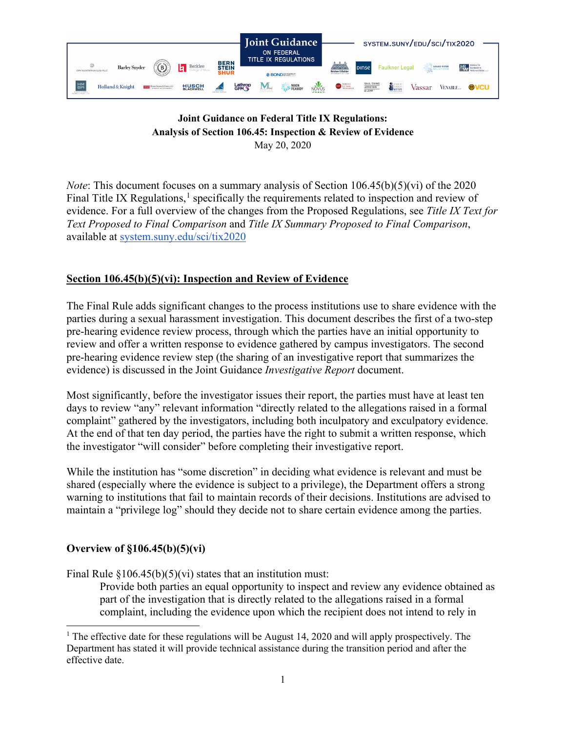Joint Guidance on Federal Title IX Regulations

system.suny/edu/sci/tix2020

**Joint Guidance on Federal Title IX Regulations:**
**Analysis of Section 106.45: Inspection & Review of Evidence**
May 20, 2020

*Note*: This document focuses on a summary analysis of Section 106.45(b)(5)(vi) of the 2020 Final Title IX Regulations,[1] specifically the requirements related to inspection and review of evidence. For a full overview of the changes from the Proposed Regulations, see *Title IX Text for Text Proposed to Final Comparison* and *Title IX Summary Proposed to Final Comparison*, available at system.suny.edu/sci/tix2020

## Section 106.45(b)(5)(vi): Inspection and Review of Evidence

The Final Rule adds significant changes to the process institutions use to share evidence with the parties during a sexual harassment investigation. This document describes the first of a two-step pre-hearing evidence review process, through which the parties have an initial opportunity to review and offer a written response to evidence gathered by campus investigators. The second pre-hearing evidence review step (the sharing of an investigative report that summarizes the evidence) is discussed in the Joint Guidance *Investigative Report* document.

Most significantly, before the investigator issues their report, the parties must have at least ten days to review "any" relevant information "directly related to the allegations raised in a formal complaint" gathered by the investigators, including both inculpatory and exculpatory evidence. At the end of that ten day period, the parties have the right to submit a written response, which the investigator "will consider" before completing their investigative report.

While the institution has "some discretion" in deciding what evidence is relevant and must be shared (especially where the evidence is subject to a privilege), the Department offers a strong warning to institutions that fail to maintain records of their decisions. Institutions are advised to maintain a "privilege log" should they decide not to share certain evidence among the parties.

### Overview of §106.45(b)(5)(vi)

Final Rule §106.45(b)(5)(vi) states that an institution must:

> Provide both parties an equal opportunity to inspect and review any evidence obtained as part of the investigation that is directly related to the allegations raised in a formal complaint, including the evidence upon which the recipient does not intend to rely in

[1] The effective date for these regulations will be August 14, 2020 and will apply prospectively. The Department has stated it will provide technical assistance during the transition period and after the effective date.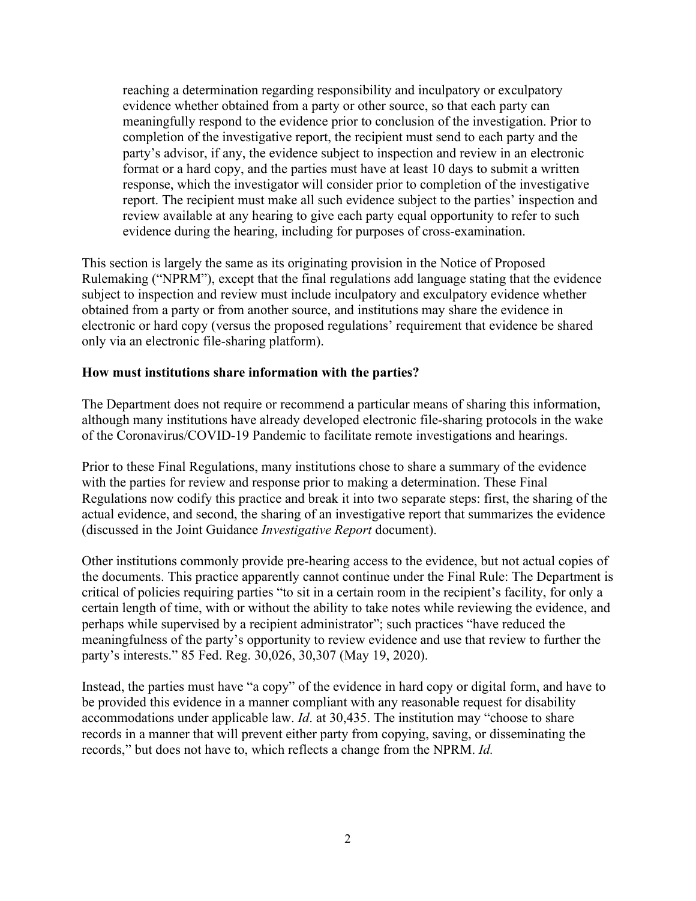> reaching a determination regarding responsibility and inculpatory or exculpatory evidence whether obtained from a party or other source, so that each party can meaningfully respond to the evidence prior to conclusion of the investigation. Prior to completion of the investigative report, the recipient must send to each party and the party's advisor, if any, the evidence subject to inspection and review in an electronic format or a hard copy, and the parties must have at least 10 days to submit a written response, which the investigator will consider prior to completion of the investigative report. The recipient must make all such evidence subject to the parties' inspection and review available at any hearing to give each party equal opportunity to refer to such evidence during the hearing, including for purposes of cross-examination.

This section is largely the same as its originating provision in the Notice of Proposed Rulemaking ("NPRM"), except that the final regulations add language stating that the evidence subject to inspection and review must include inculpatory and exculpatory evidence whether obtained from a party or from another source, and institutions may share the evidence in electronic or hard copy (versus the proposed regulations' requirement that evidence be shared only via an electronic file-sharing platform).

**How must institutions share information with the parties?**

The Department does not require or recommend a particular means of sharing this information, although many institutions have already developed electronic file-sharing protocols in the wake of the Coronavirus/COVID-19 Pandemic to facilitate remote investigations and hearings.

Prior to these Final Regulations, many institutions chose to share a summary of the evidence with the parties for review and response prior to making a determination. These Final Regulations now codify this practice and break it into two separate steps: first, the sharing of the actual evidence, and second, the sharing of an investigative report that summarizes the evidence (discussed in the Joint Guidance *Investigative Report* document).

Other institutions commonly provide pre-hearing access to the evidence, but not actual copies of the documents. This practice apparently cannot continue under the Final Rule: The Department is critical of policies requiring parties "to sit in a certain room in the recipient's facility, for only a certain length of time, with or without the ability to take notes while reviewing the evidence, and perhaps while supervised by a recipient administrator"; such practices "have reduced the meaningfulness of the party's opportunity to review evidence and use that review to further the party's interests." 85 Fed. Reg. 30,026, 30,307 (May 19, 2020).

Instead, the parties must have "a copy" of the evidence in hard copy or digital form, and have to be provided this evidence in a manner compliant with any reasonable request for disability accommodations under applicable law. *Id*. at 30,435. The institution may "choose to share records in a manner that will prevent either party from copying, saving, or disseminating the records," but does not have to, which reflects a change from the NPRM. *Id.*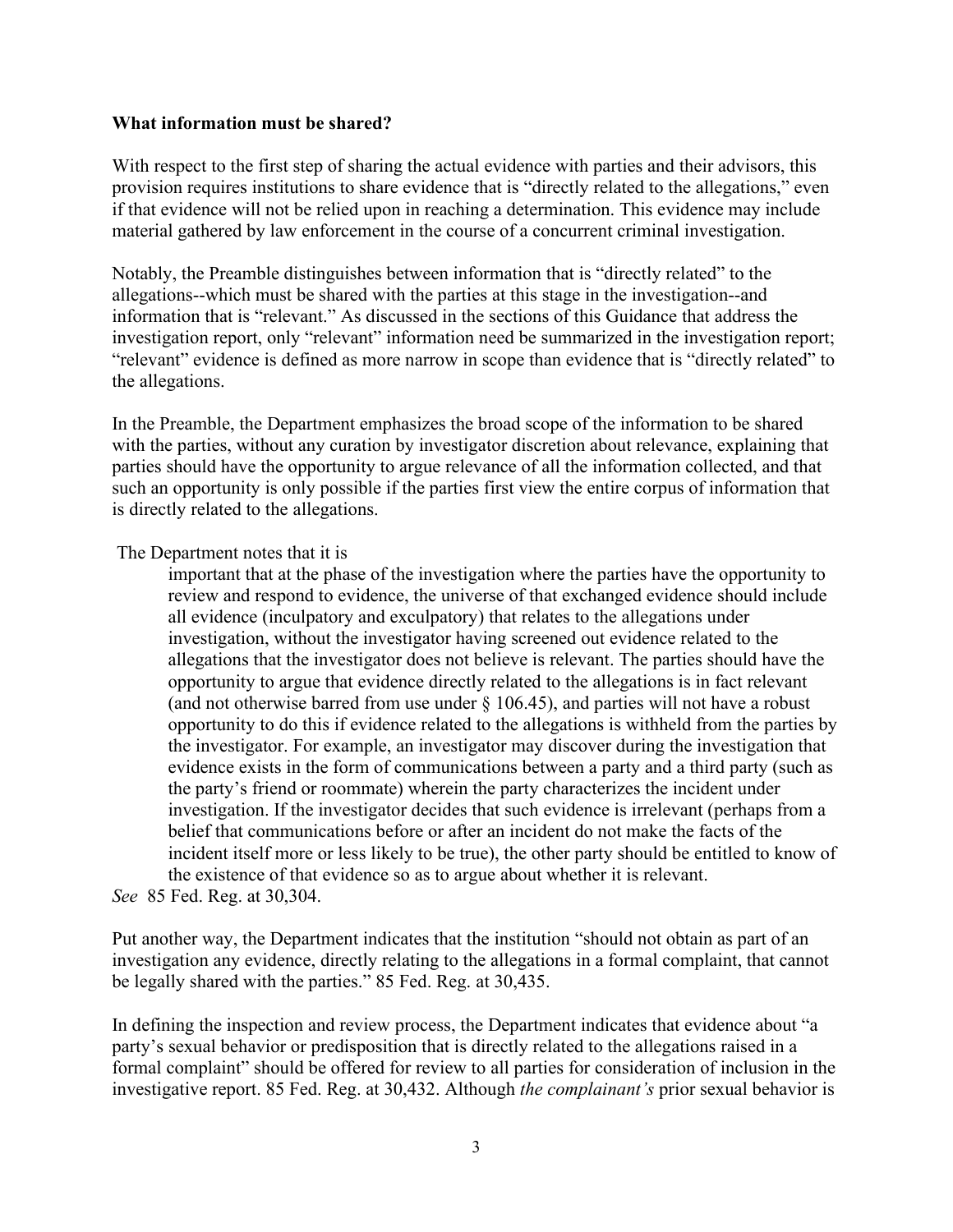**What information must be shared?**

With respect to the first step of sharing the actual evidence with parties and their advisors, this provision requires institutions to share evidence that is "directly related to the allegations," even if that evidence will not be relied upon in reaching a determination. This evidence may include material gathered by law enforcement in the course of a concurrent criminal investigation.

Notably, the Preamble distinguishes between information that is "directly related" to the allegations--which must be shared with the parties at this stage in the investigation--and information that is "relevant." As discussed in the sections of this Guidance that address the investigation report, only "relevant" information need be summarized in the investigation report; "relevant" evidence is defined as more narrow in scope than evidence that is "directly related" to the allegations.

In the Preamble, the Department emphasizes the broad scope of the information to be shared with the parties, without any curation by investigator discretion about relevance, explaining that parties should have the opportunity to argue relevance of all the information collected, and that such an opportunity is only possible if the parties first view the entire corpus of information that is directly related to the allegations.

The Department notes that it is

> important that at the phase of the investigation where the parties have the opportunity to review and respond to evidence, the universe of that exchanged evidence should include all evidence (inculpatory and exculpatory) that relates to the allegations under investigation, without the investigator having screened out evidence related to the allegations that the investigator does not believe is relevant. The parties should have the opportunity to argue that evidence directly related to the allegations is in fact relevant (and not otherwise barred from use under § 106.45), and parties will not have a robust opportunity to do this if evidence related to the allegations is withheld from the parties by the investigator. For example, an investigator may discover during the investigation that evidence exists in the form of communications between a party and a third party (such as the party's friend or roommate) wherein the party characterizes the incident under investigation. If the investigator decides that such evidence is irrelevant (perhaps from a belief that communications before or after an incident do not make the facts of the incident itself more or less likely to be true), the other party should be entitled to know of the existence of that evidence so as to argue about whether it is relevant.

*See* 85 Fed. Reg. at 30,304.

Put another way, the Department indicates that the institution "should not obtain as part of an investigation any evidence, directly relating to the allegations in a formal complaint, that cannot be legally shared with the parties." 85 Fed. Reg. at 30,435.

In defining the inspection and review process, the Department indicates that evidence about "a party's sexual behavior or predisposition that is directly related to the allegations raised in a formal complaint" should be offered for review to all parties for consideration of inclusion in the investigative report. 85 Fed. Reg. at 30,432. Although *the complainant's* prior sexual behavior is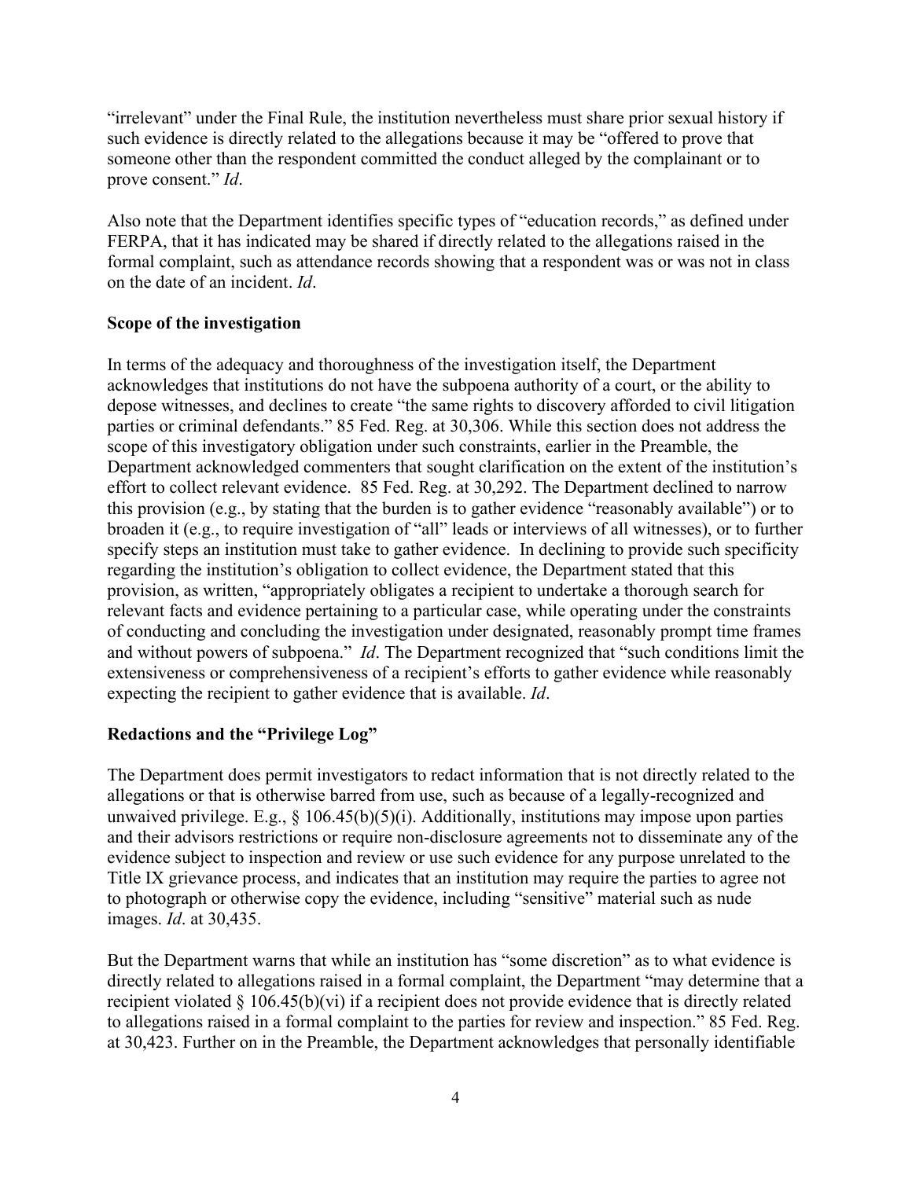"irrelevant" under the Final Rule, the institution nevertheless must share prior sexual history if such evidence is directly related to the allegations because it may be "offered to prove that someone other than the respondent committed the conduct alleged by the complainant or to prove consent." *Id*.

Also note that the Department identifies specific types of "education records," as defined under FERPA, that it has indicated may be shared if directly related to the allegations raised in the formal complaint, such as attendance records showing that a respondent was or was not in class on the date of an incident. *Id*.

**Scope of the investigation**

In terms of the adequacy and thoroughness of the investigation itself, the Department acknowledges that institutions do not have the subpoena authority of a court, or the ability to depose witnesses, and declines to create "the same rights to discovery afforded to civil litigation parties or criminal defendants." 85 Fed. Reg. at 30,306. While this section does not address the scope of this investigatory obligation under such constraints, earlier in the Preamble, the Department acknowledged commenters that sought clarification on the extent of the institution's effort to collect relevant evidence. 85 Fed. Reg. at 30,292. The Department declined to narrow this provision (e.g., by stating that the burden is to gather evidence "reasonably available") or to broaden it (e.g., to require investigation of "all" leads or interviews of all witnesses), or to further specify steps an institution must take to gather evidence. In declining to provide such specificity regarding the institution's obligation to collect evidence, the Department stated that this provision, as written, "appropriately obligates a recipient to undertake a thorough search for relevant facts and evidence pertaining to a particular case, while operating under the constraints of conducting and concluding the investigation under designated, reasonably prompt time frames and without powers of subpoena." *Id*. The Department recognized that "such conditions limit the extensiveness or comprehensiveness of a recipient's efforts to gather evidence while reasonably expecting the recipient to gather evidence that is available. *Id*.

**Redactions and the "Privilege Log"**

The Department does permit investigators to redact information that is not directly related to the allegations or that is otherwise barred from use, such as because of a legally-recognized and unwaived privilege. E.g., § 106.45(b)(5)(i). Additionally, institutions may impose upon parties and their advisors restrictions or require non-disclosure agreements not to disseminate any of the evidence subject to inspection and review or use such evidence for any purpose unrelated to the Title IX grievance process, and indicates that an institution may require the parties to agree not to photograph or otherwise copy the evidence, including "sensitive" material such as nude images. *Id*. at 30,435.

But the Department warns that while an institution has "some discretion" as to what evidence is directly related to allegations raised in a formal complaint, the Department "may determine that a recipient violated § 106.45(b)(vi) if a recipient does not provide evidence that is directly related to allegations raised in a formal complaint to the parties for review and inspection." 85 Fed. Reg. at 30,423. Further on in the Preamble, the Department acknowledges that personally identifiable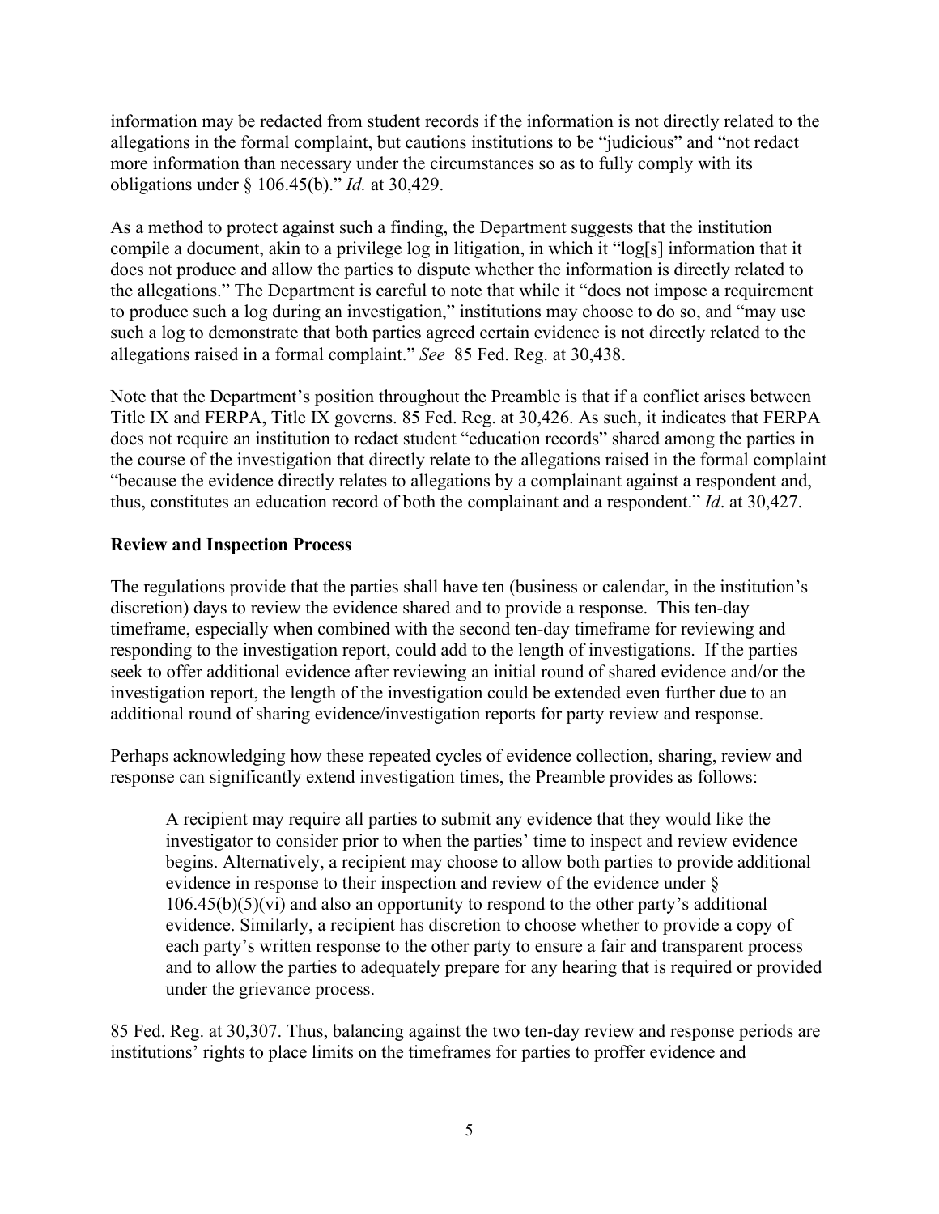information may be redacted from student records if the information is not directly related to the allegations in the formal complaint, but cautions institutions to be "judicious" and "not redact more information than necessary under the circumstances so as to fully comply with its obligations under § 106.45(b)." *Id.* at 30,429.

As a method to protect against such a finding, the Department suggests that the institution compile a document, akin to a privilege log in litigation, in which it "log[s] information that it does not produce and allow the parties to dispute whether the information is directly related to the allegations." The Department is careful to note that while it "does not impose a requirement to produce such a log during an investigation," institutions may choose to do so, and "may use such a log to demonstrate that both parties agreed certain evidence is not directly related to the allegations raised in a formal complaint." *See* 85 Fed. Reg. at 30,438.

Note that the Department's position throughout the Preamble is that if a conflict arises between Title IX and FERPA, Title IX governs. 85 Fed. Reg. at 30,426. As such, it indicates that FERPA does not require an institution to redact student "education records" shared among the parties in the course of the investigation that directly relate to the allegations raised in the formal complaint "because the evidence directly relates to allegations by a complainant against a respondent and, thus, constitutes an education record of both the complainant and a respondent." *Id*. at 30,427.

**Review and Inspection Process**

The regulations provide that the parties shall have ten (business or calendar, in the institution's discretion) days to review the evidence shared and to provide a response. This ten-day timeframe, especially when combined with the second ten-day timeframe for reviewing and responding to the investigation report, could add to the length of investigations. If the parties seek to offer additional evidence after reviewing an initial round of shared evidence and/or the investigation report, the length of the investigation could be extended even further due to an additional round of sharing evidence/investigation reports for party review and response.

Perhaps acknowledging how these repeated cycles of evidence collection, sharing, review and response can significantly extend investigation times, the Preamble provides as follows:

> A recipient may require all parties to submit any evidence that they would like the investigator to consider prior to when the parties' time to inspect and review evidence begins. Alternatively, a recipient may choose to allow both parties to provide additional evidence in response to their inspection and review of the evidence under § 106.45(b)(5)(vi) and also an opportunity to respond to the other party's additional evidence. Similarly, a recipient has discretion to choose whether to provide a copy of each party's written response to the other party to ensure a fair and transparent process and to allow the parties to adequately prepare for any hearing that is required or provided under the grievance process.

85 Fed. Reg. at 30,307. Thus, balancing against the two ten-day review and response periods are institutions' rights to place limits on the timeframes for parties to proffer evidence and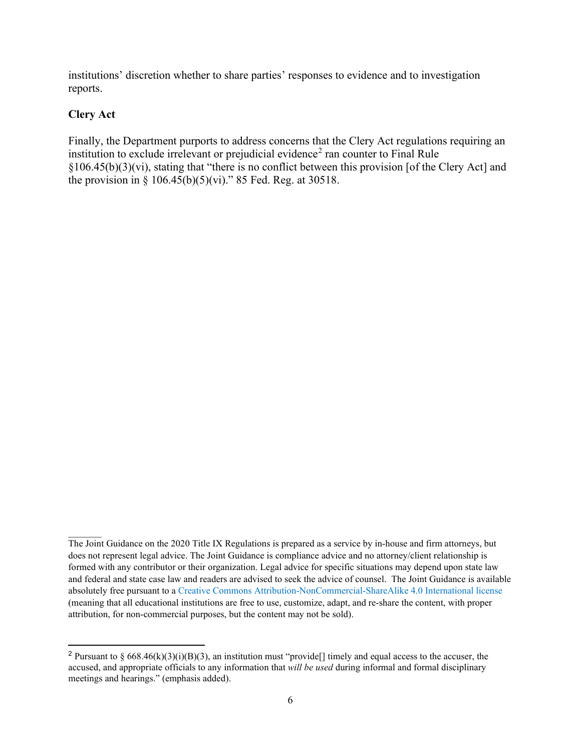institutions' discretion whether to share parties' responses to evidence and to investigation reports.

**Clery Act**

Finally, the Department purports to address concerns that the Clery Act regulations requiring an institution to exclude irrelevant or prejudicial evidence[2] ran counter to Final Rule §106.45(b)(3)(vi), stating that "there is no conflict between this provision [of the Clery Act] and the provision in § 106.45(b)(5)(vi)." 85 Fed. Reg. at 30518.

---

The Joint Guidance on the 2020 Title IX Regulations is prepared as a service by in-house and firm attorneys, but does not represent legal advice. The Joint Guidance is compliance advice and no attorney/client relationship is formed with any contributor or their organization. Legal advice for specific situations may depend upon state law and federal and state case law and readers are advised to seek the advice of counsel. The Joint Guidance is available absolutely free pursuant to a Creative Commons Attribution-NonCommercial-ShareAlike 4.0 International license (meaning that all educational institutions are free to use, customize, adapt, and re-share the content, with proper attribution, for non-commercial purposes, but the content may not be sold).

---

[2] Pursuant to § 668.46(k)(3)(i)(B)(3), an institution must "provide[] timely and equal access to the accuser, the accused, and appropriate officials to any information that *will be used* during informal and formal disciplinary meetings and hearings." (emphasis added).